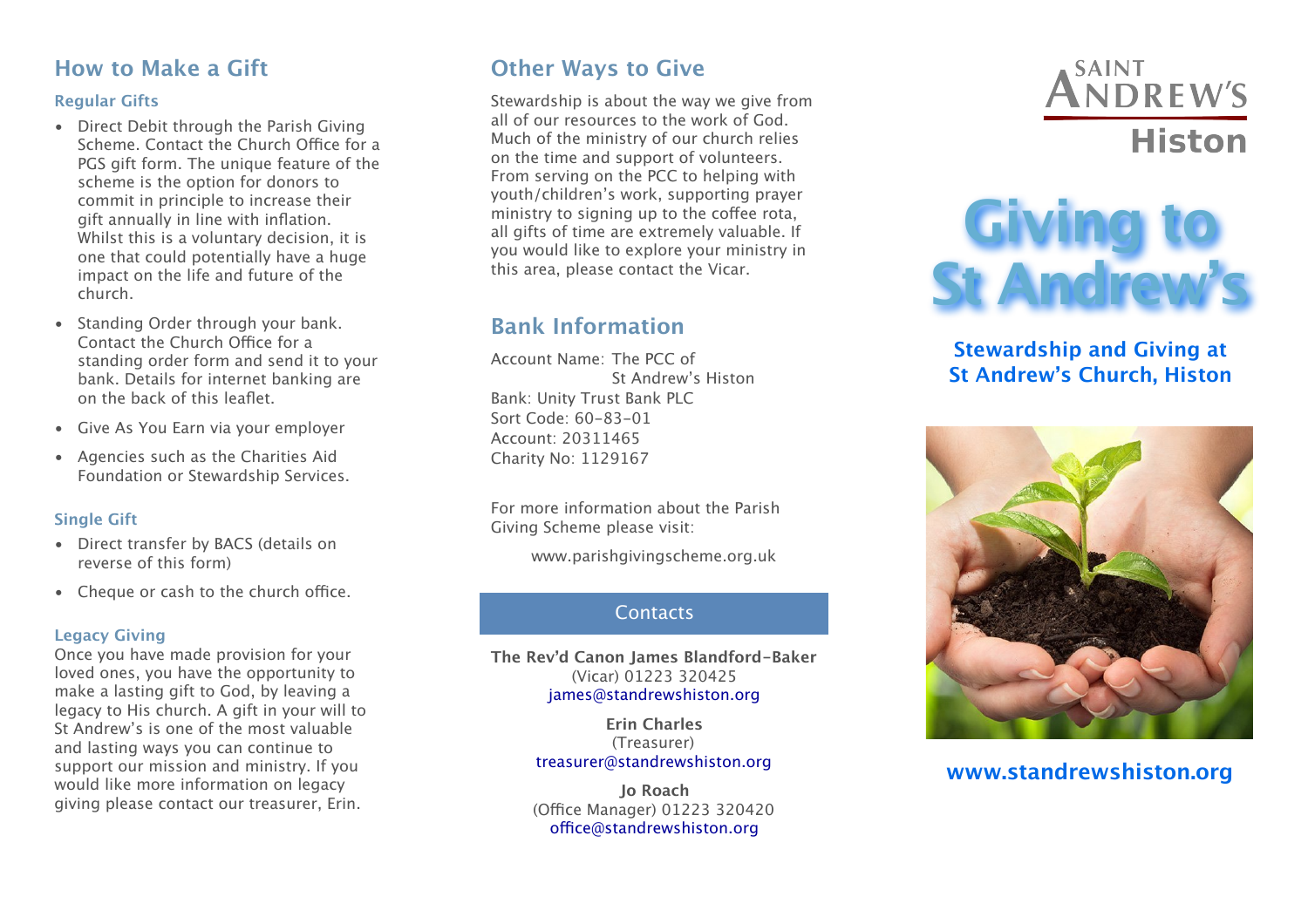## How to Make a Gift

### Regular Gifts

- Direct Debit through the Parish Giving Scheme. Contact the Church Office for a PGS gift form. The unique feature of the scheme is the option for donors to commit in principle to increase their gift annually in line with inflation. Whilst this is a voluntary decision, it is one that could potentially have a huge impact on the life and future of the church.
- Standing Order through your bank. Contact the Church Office for a standing order form and send it to your bank. Details for internet banking are on the back of this leaflet.
- Give As You Earn via your employer
- Agencies such as the Charities Aid Foundation or Stewardship Services.

### Single Gift

- Direct transfer by BACS (details on reverse of this form)
- Cheque or cash to the church office.

### Legacy Giving

Once you have made provision for your loved ones, you have the opportunity to make a lasting gift to God, by leaving a legacy to His church. A gift in your will to St Andrew's is one of the most valuable and lasting ways you can continue to support our mission and ministry. If you would like more information on legacy giving please contact our treasurer, Erin.

## Other Ways to Give

Stewardship is about the way we give from all of our resources to the work of God. Much of the ministry of our church relies on the time and support of volunteers. From serving on the PCC to helping with youth/children's work, supporting prayer ministry to signing up to the coffee rota, all gifts of time are extremely valuable. If you would like to explore your ministry in this area, please contact the Vicar.

## Bank Information

Account Name: The PCC of St Andrew's Histon
Bank: Unity Trust Bank PLC
Sort Code: 60-83-01
Account: 20311465
Charity No: 1129167

For more information about the Parish Giving Scheme please visit:

www.parishgivingscheme.org.uk

### Contacts

**The Rev'd Canon James Blandford-Baker**
(Vicar) 01223 320425
james@standrewshiston.org

**Erin Charles**
(Treasurer)
treasurer@standrewshiston.org

**Jo Roach**
(Office Manager) 01223 320420
office@standrewshiston.org

SAINT ANDREW'S
Histon

# Giving to St Andrew's

### Stewardship and Giving at St Andrew's Church, Histon

**www.standrewshiston.org**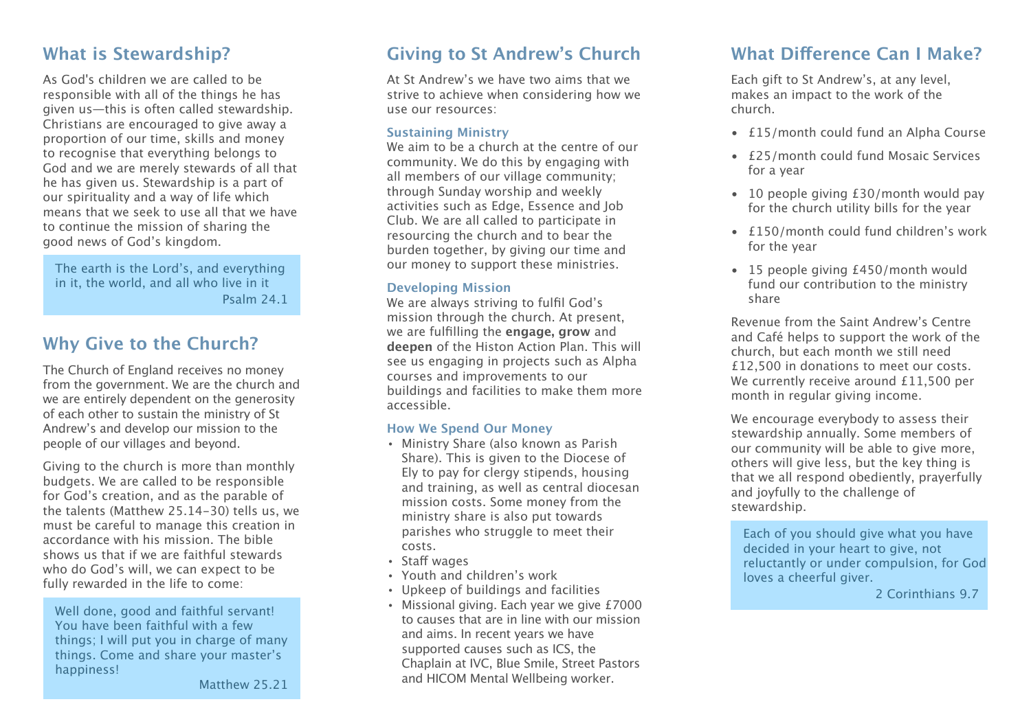## What is Stewardship?

As God's children we are called to be responsible with all of the things he has given us—this is often called stewardship. Christians are encouraged to give away a proportion of our time, skills and money to recognise that everything belongs to God and we are merely stewards of all that he has given us. Stewardship is a part of our spirituality and a way of life which means that we seek to use all that we have to continue the mission of sharing the good news of God's kingdom.

> The earth is the Lord's, and everything in it, the world, and all who live in it
>
> Psalm 24.1

## Why Give to the Church?

The Church of England receives no money from the government. We are the church and we are entirely dependent on the generosity of each other to sustain the ministry of St Andrew's and develop our mission to the people of our villages and beyond.

Giving to the church is more than monthly budgets. We are called to be responsible for God's creation, and as the parable of the talents (Matthew 25.14–30) tells us, we must be careful to manage this creation in accordance with his mission. The bible shows us that if we are faithful stewards who do God's will, we can expect to be fully rewarded in the life to come:

> Well done, good and faithful servant! You have been faithful with a few things; I will put you in charge of many things. Come and share your master's happiness!
>
> Matthew 25.21

## Giving to St Andrew's Church

At St Andrew's we have two aims that we strive to achieve when considering how we use our resources:

### Sustaining Ministry

We aim to be a church at the centre of our community. We do this by engaging with all members of our village community; through Sunday worship and weekly activities such as Edge, Essence and Job Club. We are all called to participate in resourcing the church and to bear the burden together, by giving our time and our money to support these ministries.

### Developing Mission

We are always striving to fulfil God's mission through the church. At present, we are fulfilling the **engage, grow** and **deepen** of the Histon Action Plan. This will see us engaging in projects such as Alpha courses and improvements to our buildings and facilities to make them more accessible.

### How We Spend Our Money

- Ministry Share (also known as Parish Share). This is given to the Diocese of Ely to pay for clergy stipends, housing and training, as well as central diocesan mission costs. Some money from the ministry share is also put towards parishes who struggle to meet their costs.
- Staff wages
- Youth and children's work
- Upkeep of buildings and facilities
- Missional giving. Each year we give £7000 to causes that are in line with our mission and aims. In recent years we have supported causes such as ICS, the Chaplain at IVC, Blue Smile, Street Pastors and HICOM Mental Wellbeing worker.

## What Difference Can I Make?

Each gift to St Andrew's, at any level, makes an impact to the work of the church.

- £15/month could fund an Alpha Course
- £25/month could fund Mosaic Services for a year
- 10 people giving £30/month would pay for the church utility bills for the year
- £150/month could fund children's work for the year
- 15 people giving £450/month would fund our contribution to the ministry share

Revenue from the Saint Andrew's Centre and Café helps to support the work of the church, but each month we still need £12,500 in donations to meet our costs. We currently receive around £11,500 per month in regular giving income.

We encourage everybody to assess their stewardship annually. Some members of our community will be able to give more, others will give less, but the key thing is that we all respond obediently, prayerfully and joyfully to the challenge of stewardship.

> Each of you should give what you have decided in your heart to give, not reluctantly or under compulsion, for God loves a cheerful giver.
>
> 2 Corinthians 9.7